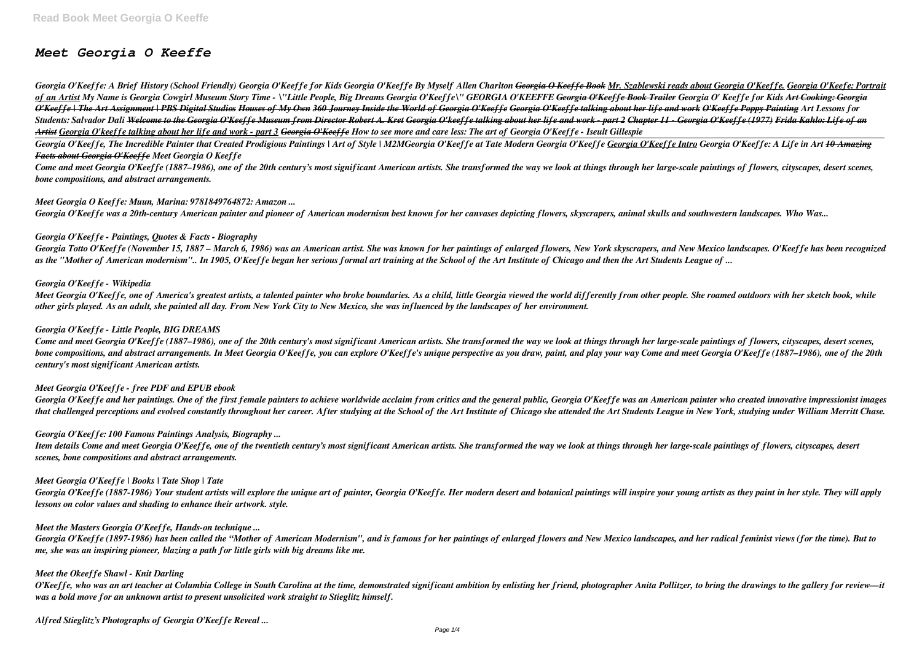# *Meet Georgia O Keeffe*

*Georgia O'Keeffe: A Brief History (School Friendly) Georgia O'Keeffe for Kids Georgia O'Keeffe By Myself Allen Charlton ~~Georgia O Keeffe Book~~ Mr. Szablewski reads about Georgia O'Keeffe. Georgia O'Keefe: Portrait of an Artist My Name is Georgia Cowgirl Museum Story Time - \"Little People, Big Dreams Georgia O'Keeffe\" GEORGIA O'KEEFFE ~~Georgia O'Keeffe Book Trailer~~ Georgia O' Keeffe for Kids ~~Art Cooking: Georgia O'Keeffe | The Art Assignment | PBS Digital Studios~~ ~~Houses of My Own 360 Journey Inside the World of Georgia O'Keeffe~~ ~~Georgia O'Keeffe talking about her life and work~~ ~~O'Keeffe Poppy Painting~~ Art Lessons for Students: Salvador Dali ~~Welcome to the Georgia O'Keeffe Museum from Director Robert A. Kret~~ ~~Georgia O'keeffe talking about her life and work - part 2~~ ~~Chapter 11 - Georgia O'Keeffe (1977)~~ ~~Frida Kahlo: Life of an Artist~~ Georgia O'keeffe talking about her life and work - part 3 ~~Georgia O'Keeffe~~ How to see more and care less: The art of Georgia O'Keeffe - Iseult Gillespie*

*Georgia O'Keeffe, The Incredible Painter that Created Prodigious Paintings | Art of Style | M2MGeorgia O'Keeffe at Tate Modern Georgia O'Keeffe Georgia O'Keeffe Intro Georgia O'Keeffe: A Life in Art ~~10 Amazing Facts about Georgia O'Keeffe~~ Meet Georgia O Keeffe*

*Come and meet Georgia O'Keeffe (1887–1986), one of the 20th century's most significant American artists. She transformed the way we look at things through her large-scale paintings of flowers, cityscapes, desert scenes, bone compositions, and abstract arrangements.*

*Meet Georgia O Keeffe: Muun, Marina: 9781849764872: Amazon ...*

*Georgia O'Keeffe was a 20th-century American painter and pioneer of American modernism best known for her canvases depicting flowers, skyscrapers, animal skulls and southwestern landscapes. Who Was...*

*Georgia O'Keeffe - Paintings, Quotes & Facts - Biography*

*Georgia Totto O'Keeffe (November 15, 1887 – March 6, 1986) was an American artist. She was known for her paintings of enlarged flowers, New York skyscrapers, and New Mexico landscapes. O'Keeffe has been recognized as the "Mother of American modernism".. In 1905, O'Keeffe began her serious formal art training at the School of the Art Institute of Chicago and then the Art Students League of ...*

*Georgia O'Keeffe - Wikipedia*

*Meet Georgia O'Keeffe, one of America's greatest artists, a talented painter who broke boundaries. As a child, little Georgia viewed the world differently from other people. She roamed outdoors with her sketch book, while other girls played. As an adult, she painted all day. From New York City to New Mexico, she was influenced by the landscapes of her environment.*

*Georgia O'Keeffe - Little People, BIG DREAMS*

*Come and meet Georgia O'Keeffe (1887–1986), one of the 20th century's most significant American artists. She transformed the way we look at things through her large-scale paintings of flowers, cityscapes, desert scenes, bone compositions, and abstract arrangements. In Meet Georgia O'Keeffe, you can explore O'Keeffe's unique perspective as you draw, paint, and play your way Come and meet Georgia O'Keeffe (1887–1986), one of the 20th century's most significant American artists.*

*Meet Georgia O'Keeffe - free PDF and EPUB ebook*

*Georgia O'Keeffe and her paintings. One of the first female painters to achieve worldwide acclaim from critics and the general public, Georgia O'Keeffe was an American painter who created innovative impressionist images that challenged perceptions and evolved constantly throughout her career. After studying at the School of the Art Institute of Chicago she attended the Art Students League in New York, studying under William Merritt Chase.*

*Georgia O'Keeffe: 100 Famous Paintings Analysis, Biography ...*

*Item details Come and meet Georgia O'Keeffe, one of the twentieth century's most significant American artists. She transformed the way we look at things through her large-scale paintings of flowers, cityscapes, desert scenes, bone compositions and abstract arrangements.*

*Meet Georgia O'Keeffe | Books | Tate Shop | Tate*

*Georgia O'Keeffe (1887-1986) Your student artists will explore the unique art of painter, Georgia O'Keeffe. Her modern desert and botanical paintings will inspire your young artists as they paint in her style. They will apply lessons on color values and shading to enhance their artwork. style.*

*Meet the Masters Georgia O'Keeffe, Hands-on technique ...*

*Georgia O'Keeffe (1897-1986) has been called the "Mother of American Modernism", and is famous for her paintings of enlarged flowers and New Mexico landscapes, and her radical feminist views (for the time). But to me, she was an inspiring pioneer, blazing a path for little girls with big dreams like me.*

*Meet the Okeeffe Shawl - Knit Darling*

*O'Keeffe, who was an art teacher at Columbia College in South Carolina at the time, demonstrated significant ambition by enlisting her friend, photographer Anita Pollitzer, to bring the drawings to the gallery for review—it was a bold move for an unknown artist to present unsolicited work straight to Stieglitz himself.*

*Alfred Stieglitz's Photographs of Georgia O'Keeffe Reveal ...*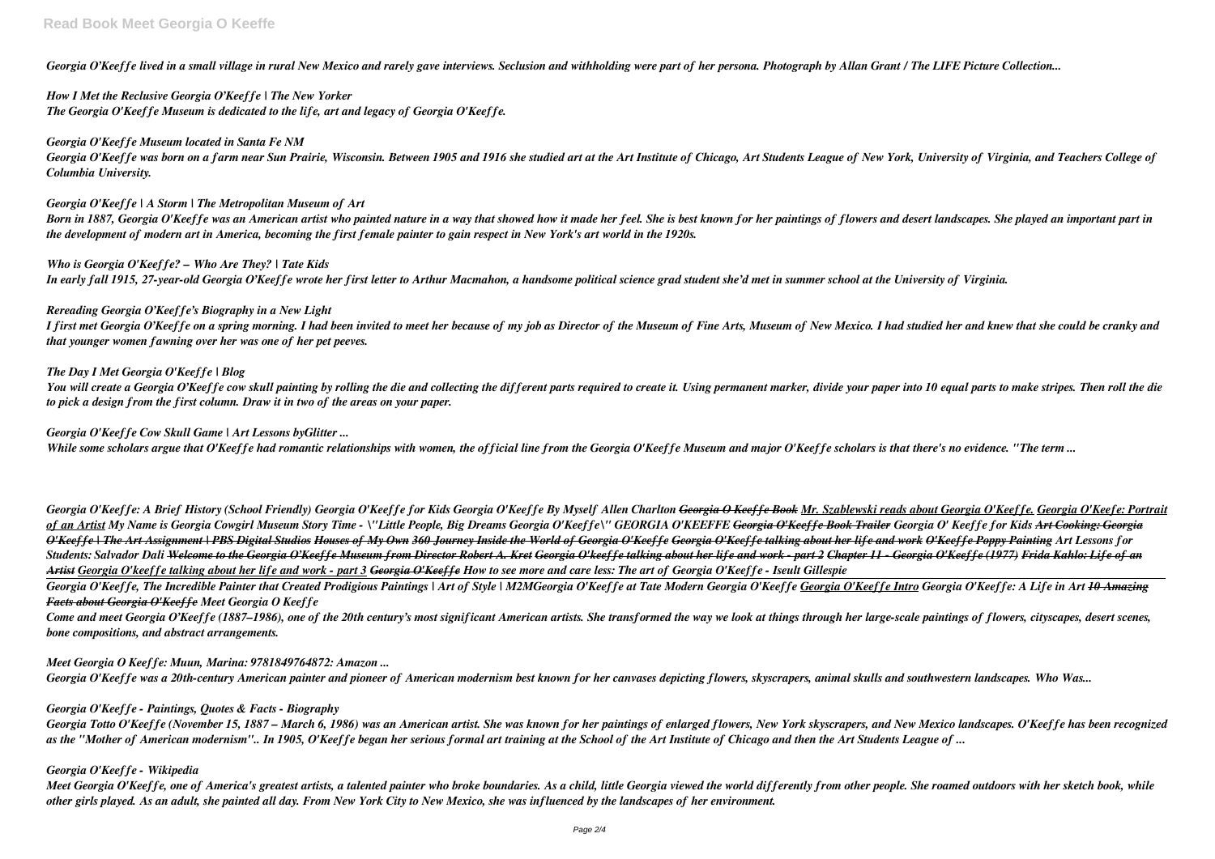*Georgia O'Keeffe lived in a small village in rural New Mexico and rarely gave interviews. Seclusion and withholding were part of her persona. Photograph by Allan Grant / The LIFE Picture Collection...*

***How I Met the Reclusive Georgia O'Keeffe | The New Yorker***
*The Georgia O'Keeffe Museum is dedicated to the life, art and legacy of Georgia O'Keeffe.*

***Georgia O'Keeffe Museum located in Santa Fe NM***
*Georgia O'Keeffe was born on a farm near Sun Prairie, Wisconsin. Between 1905 and 1916 she studied art at the Art Institute of Chicago, Art Students League of New York, University of Virginia, and Teachers College of Columbia University.*

***Georgia O'Keeffe | A Storm | The Metropolitan Museum of Art***
*Born in 1887, Georgia O'Keeffe was an American artist who painted nature in a way that showed how it made her feel. She is best known for her paintings of flowers and desert landscapes. She played an important part in the development of modern art in America, becoming the first female painter to gain respect in New York's art world in the 1920s.*

***Who is Georgia O'Keeffe? – Who Are They? | Tate Kids***
*In early fall 1915, 27-year-old Georgia O'Keeffe wrote her first letter to Arthur Macmahon, a handsome political science grad student she'd met in summer school at the University of Virginia.*

***Rereading Georgia O'Keeffe's Biography in a New Light***
*I first met Georgia O'Keeffe on a spring morning. I had been invited to meet her because of my job as Director of the Museum of Fine Arts, Museum of New Mexico. I had studied her and knew that she could be cranky and that younger women fawning over her was one of her pet peeves.*

***The Day I Met Georgia O'Keeffe | Blog***
*You will create a Georgia O'Keeffe cow skull painting by rolling the die and collecting the different parts required to create it. Using permanent marker, divide your paper into 10 equal parts to make stripes. Then roll the die to pick a design from the first column. Draw it in two of the areas on your paper.*

***Georgia O'Keeffe Cow Skull Game | Art Lessons byGlitter ...***
*While some scholars argue that O'Keeffe had romantic relationships with women, the official line from the Georgia O'Keeffe Museum and major O'Keeffe scholars is that there's no evidence. "The term ...*

*Georgia O'Keeffe: A Brief History (School Friendly) Georgia O'Keeffe for Kids Georgia O'Keeffe By Myself Allen Charlton ~~Georgia O Keeffe Book~~ Mr. Szablewski reads about Georgia O'Keeffe. Georgia O'Keefe: Portrait of an Artist My Name is Georgia Cowgirl Museum Story Time - "Little People, Big Dreams Georgia O'Keeffe" GEORGIA O'KEEFFE ~~Georgia O'Keeffe Book Trailer~~ Georgia O' Keeffe for Kids ~~Art Cooking: Georgia O'Keeffe | The Art Assignment | PBS Digital Studios~~ ~~Houses of My Own 360 Journey Inside the World of Georgia O'Keeffe~~ ~~Georgia O'Keeffe talking about her life and work~~ ~~O'Keeffe Poppy Painting~~ Art Lessons for Students: Salvador Dali ~~Welcome to the Georgia O'Keeffe Museum from Director Robert A. Kret~~ ~~Georgia O'keeffe talking about her life and work - part 2~~ ~~Chapter 11 - Georgia O'Keeffe (1977)~~ ~~Frida Kahlo: Life of an Artist~~ Georgia O'keeffe talking about her life and work - part 3 ~~Georgia O'Keeffe~~ How to see more and care less: The art of Georgia O'Keeffe - Iseult Gillespie*

*Georgia O'Keeffe, The Incredible Painter that Created Prodigious Paintings | Art of Style | M2MGeorgia O'Keeffe at Tate Modern Georgia O'Keeffe Georgia O'Keeffe Intro Georgia O'Keeffe: A Life in Art* ***10 Amazing Facts about Georgia O'Keeffe*** ***Meet Georgia O Keeffe***
*Come and meet Georgia O'Keeffe (1887–1986), one of the 20th century's most significant American artists. She transformed the way we look at things through her large-scale paintings of flowers, cityscapes, desert scenes, bone compositions, and abstract arrangements.*

***Meet Georgia O Keeffe: Muun, Marina: 9781849764872: Amazon ...***
*Georgia O'Keeffe was a 20th-century American painter and pioneer of American modernism best known for her canvases depicting flowers, skyscrapers, animal skulls and southwestern landscapes. Who Was...*

***Georgia O'Keeffe - Paintings, Quotes & Facts - Biography***
*Georgia Totto O'Keeffe (November 15, 1887 – March 6, 1986) was an American artist. She was known for her paintings of enlarged flowers, New York skyscrapers, and New Mexico landscapes. O'Keeffe has been recognized as the "Mother of American modernism".. In 1905, O'Keeffe began her serious formal art training at the School of the Art Institute of Chicago and then the Art Students League of ...*

***Georgia O'Keeffe - Wikipedia***
*Meet Georgia O'Keeffe, one of America's greatest artists, a talented painter who broke boundaries. As a child, little Georgia viewed the world differently from other people. She roamed outdoors with her sketch book, while other girls played. As an adult, she painted all day. From New York City to New Mexico, she was influenced by the landscapes of her environment.*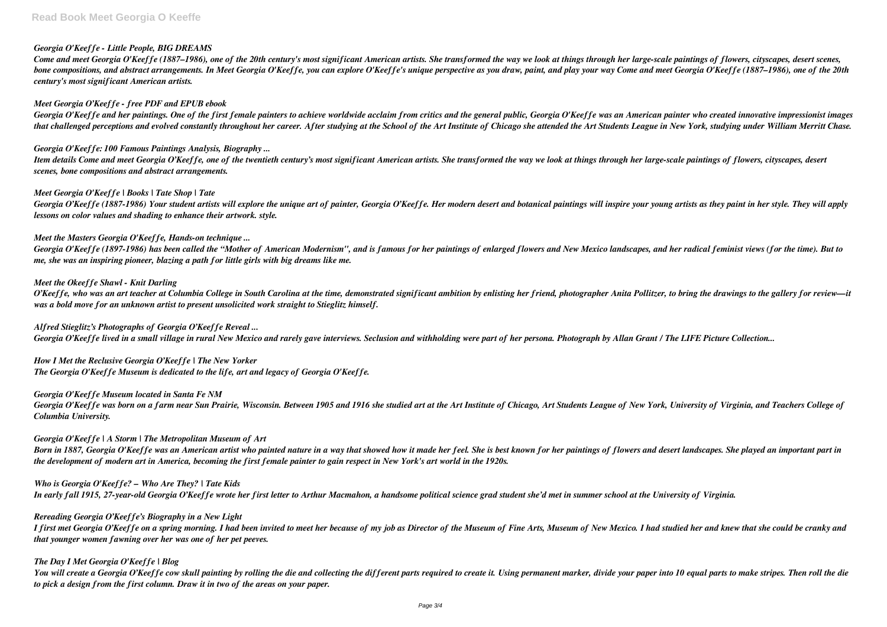### *Georgia O'Keeffe - Little People, BIG DREAMS*

*Come and meet Georgia O'Keeffe (1887–1986), one of the 20th century's most significant American artists. She transformed the way we look at things through her large-scale paintings of flowers, cityscapes, desert scenes, bone compositions, and abstract arrangements. In Meet Georgia O'Keeffe, you can explore O'Keeffe's unique perspective as you draw, paint, and play your way Come and meet Georgia O'Keeffe (1887–1986), one of the 20th century's most significant American artists.*

### *Meet Georgia O'Keeffe - free PDF and EPUB ebook*

*Georgia O'Keeffe and her paintings. One of the first female painters to achieve worldwide acclaim from critics and the general public, Georgia O'Keeffe was an American painter who created innovative impressionist images that challenged perceptions and evolved constantly throughout her career. After studying at the School of the Art Institute of Chicago she attended the Art Students League in New York, studying under William Merritt Chase.*

### *Georgia O'Keeffe: 100 Famous Paintings Analysis, Biography ...*

*Item details Come and meet Georgia O'Keeffe, one of the twentieth century's most significant American artists. She transformed the way we look at things through her large-scale paintings of flowers, cityscapes, desert scenes, bone compositions and abstract arrangements.*

### *Meet Georgia O'Keeffe | Books | Tate Shop | Tate*

*Georgia O'Keeffe (1887-1986) Your student artists will explore the unique art of painter, Georgia O'Keeffe. Her modern desert and botanical paintings will inspire your young artists as they paint in her style. They will apply lessons on color values and shading to enhance their artwork. style.*

### *Meet the Masters Georgia O'Keeffe, Hands-on technique ...*

*Georgia O'Keeffe (1897-1986) has been called the "Mother of American Modernism", and is famous for her paintings of enlarged flowers and New Mexico landscapes, and her radical feminist views (for the time). But to me, she was an inspiring pioneer, blazing a path for little girls with big dreams like me.*

### *Meet the Okeeffe Shawl - Knit Darling*

*O'Keeffe, who was an art teacher at Columbia College in South Carolina at the time, demonstrated significant ambition by enlisting her friend, photographer Anita Pollitzer, to bring the drawings to the gallery for review—it was a bold move for an unknown artist to present unsolicited work straight to Stieglitz himself.*

### *Alfred Stieglitz's Photographs of Georgia O'Keeffe Reveal ...*

*Georgia O'Keeffe lived in a small village in rural New Mexico and rarely gave interviews. Seclusion and withholding were part of her persona. Photograph by Allan Grant / The LIFE Picture Collection...*

### *How I Met the Reclusive Georgia O'Keeffe | The New Yorker*

*The Georgia O'Keeffe Museum is dedicated to the life, art and legacy of Georgia O'Keeffe.*

### *Georgia O'Keeffe Museum located in Santa Fe NM*

*Georgia O'Keeffe was born on a farm near Sun Prairie, Wisconsin. Between 1905 and 1916 she studied art at the Art Institute of Chicago, Art Students League of New York, University of Virginia, and Teachers College of Columbia University.*

### *Georgia O'Keeffe | A Storm | The Metropolitan Museum of Art*

*Born in 1887, Georgia O'Keeffe was an American artist who painted nature in a way that showed how it made her feel. She is best known for her paintings of flowers and desert landscapes. She played an important part in the development of modern art in America, becoming the first female painter to gain respect in New York's art world in the 1920s.*

### *Who is Georgia O'Keeffe? – Who Are They? | Tate Kids*

*In early fall 1915, 27-year-old Georgia O'Keeffe wrote her first letter to Arthur Macmahon, a handsome political science grad student she'd met in summer school at the University of Virginia.*

### *Rereading Georgia O'Keeffe's Biography in a New Light*

*I first met Georgia O'Keeffe on a spring morning. I had been invited to meet her because of my job as Director of the Museum of Fine Arts, Museum of New Mexico. I had studied her and knew that she could be cranky and that younger women fawning over her was one of her pet peeves.*

### *The Day I Met Georgia O'Keeffe | Blog*

*You will create a Georgia O'Keeffe cow skull painting by rolling the die and collecting the different parts required to create it. Using permanent marker, divide your paper into 10 equal parts to make stripes. Then roll the die to pick a design from the first column. Draw it in two of the areas on your paper.*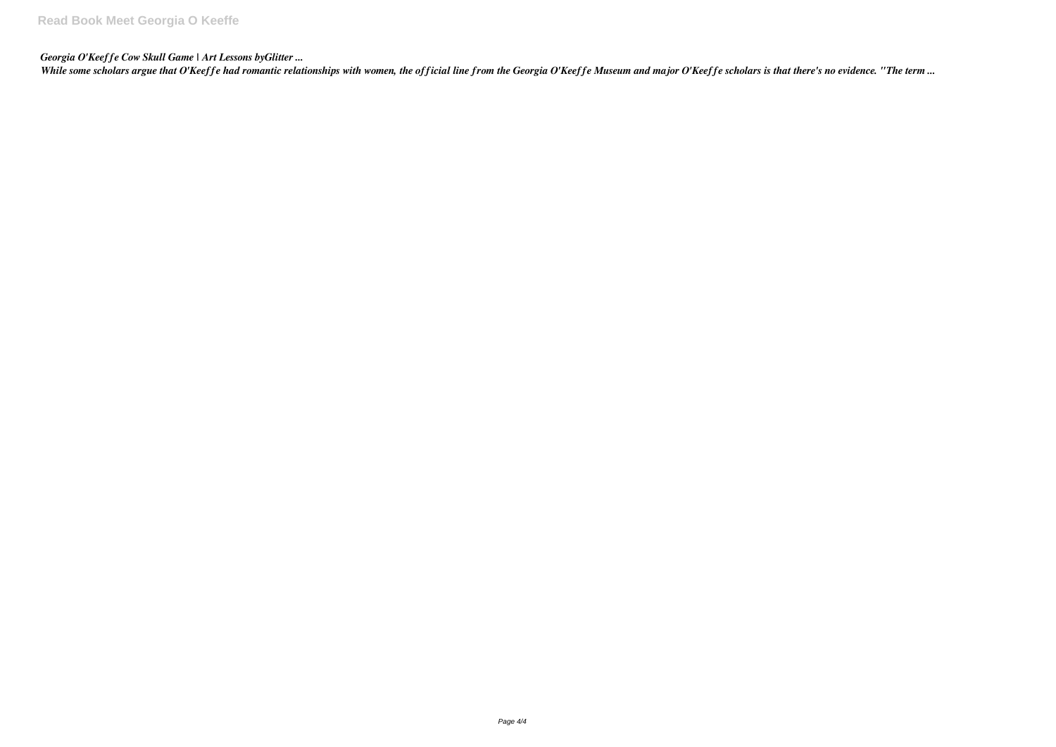*Georgia O'Keeffe Cow Skull Game | Art Lessons byGlitter ...*

*While some scholars argue that O'Keeffe had romantic relationships with women, the official line from the Georgia O'Keeffe Museum and major O'Keeffe scholars is that there's no evidence. "The term ...*